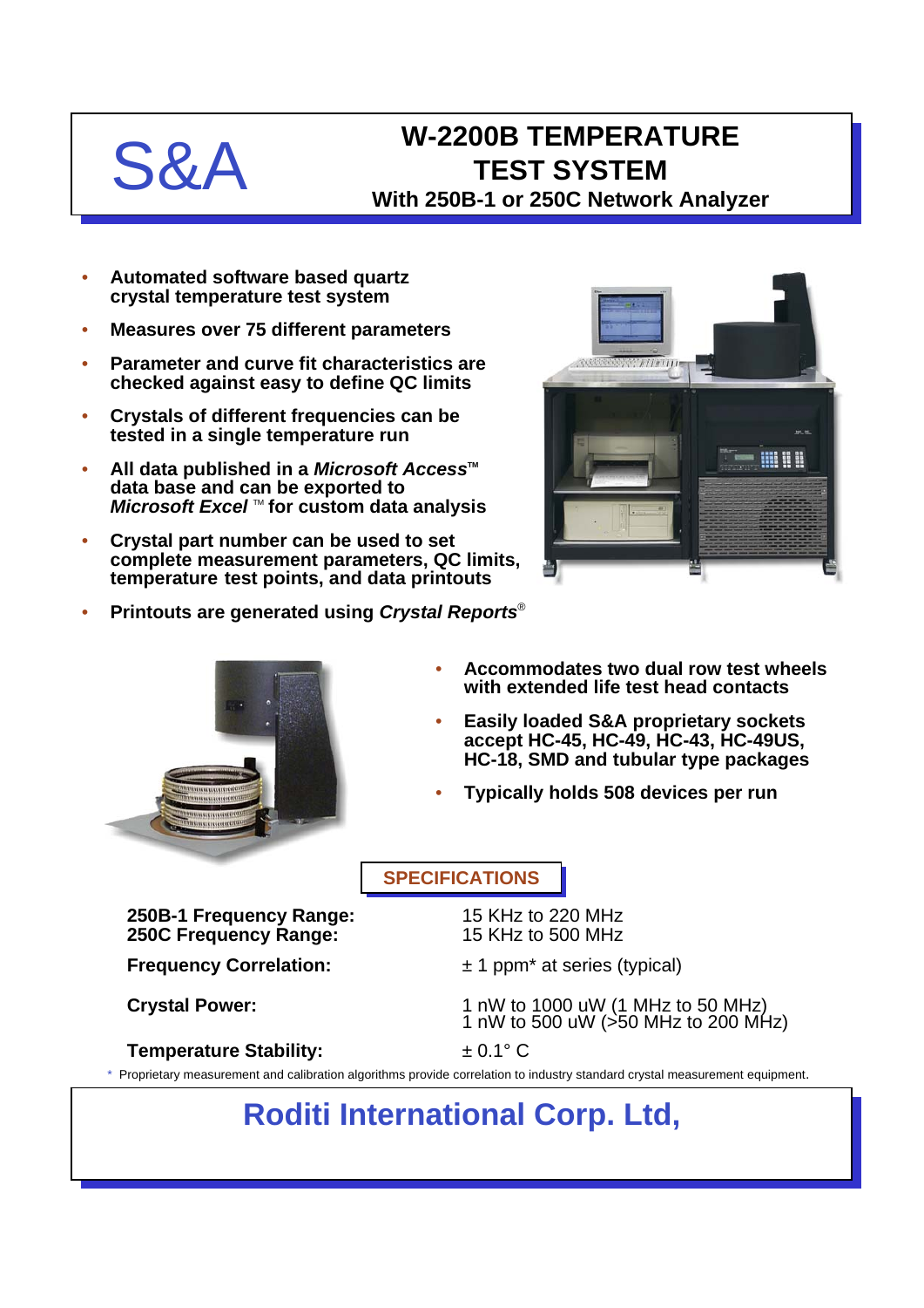S&A

# W-2200B TEMPERATURE TEST SYSTEM

**With 250B-1 or 250C Network Analyzer**

- **Automated software based quartz crystal temperature test system**
- **Measures over 75 different parameters**
- **Parameter and curve fit characteristics are checked against easy to define QC limits**
- **Crystals of different frequencies can be tested in a single temperature run**
- **All data published in a *Microsoft Access*™ data base and can be exported to *Microsoft Excel* ™ for custom data analysis**
- **Crystal part number can be used to set complete measurement parameters, QC limits, temperature test points, and data printouts**
- **Printouts are generated using *Crystal Reports*®**

- **Accommodates two dual row test wheels with extended life test head contacts**
- **Easily loaded S&A proprietary sockets accept HC-45, HC-49, HC-43, HC-49US, HC-18, SMD and tubular type packages**
- **Typically holds 508 devices per run**

## SPECIFICATIONS

| | |
|---|---|
| **250B-1 Frequency Range:** | 15 KHz to 220 MHz |
| **250C Frequency Range:** | 15 KHz to 500 MHz |
| **Frequency Correlation:** | ± 1 ppm* at series (typical) |
| **Crystal Power:** | 1 nW to 1000 uW (1 MHz to 50 MHz)<br>1 nW to 500 uW (>50 MHz to 200 MHz) |
| **Temperature Stability:** | ± 0.1° C |

* Proprietary measurement and calibration algorithms provide correlation to industry standard crystal measurement equipment.

## Roditi International Corp. Ltd,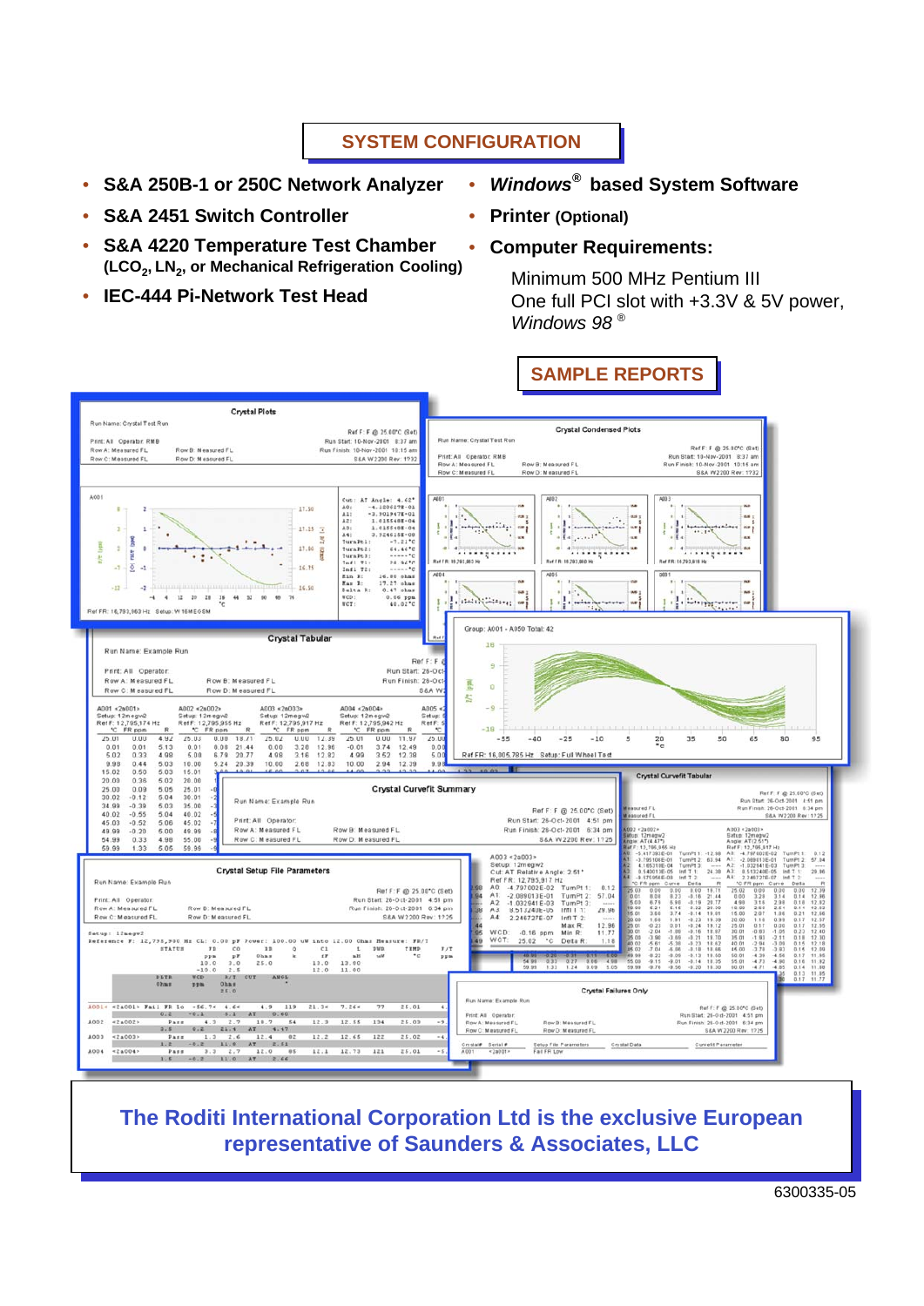## SYSTEM CONFIGURATION

- **S&A 250B-1 or 250C Network Analyzer**
- **S&A 2451 Switch Controller**
- **S&A 4220 Temperature Test Chamber** **($LCO_2$, $LN_2$, or Mechanical Refrigeration Cooling)**
- **IEC-444 Pi-Network Test Head**
- ***Windows®* based System Software**
- **Printer** (Optional)
- **Computer Requirements:**

  Minimum 500 MHz Pentium III
  One full PCI slot with +3.3V & 5V power,
  *Windows 98 ®*

## SAMPLE REPORTS

Crystal Plots

Crystal Condensed Plots

Crystal Tabular

Crystal Curvefit Summary

Crystal Curvefit Tabular

Crystal Setup File Parameters

Crystal Failures Only

**The Roditi International Corporation Ltd is the exclusive European representative of Saunders & Associates, LLC**

6300335-05